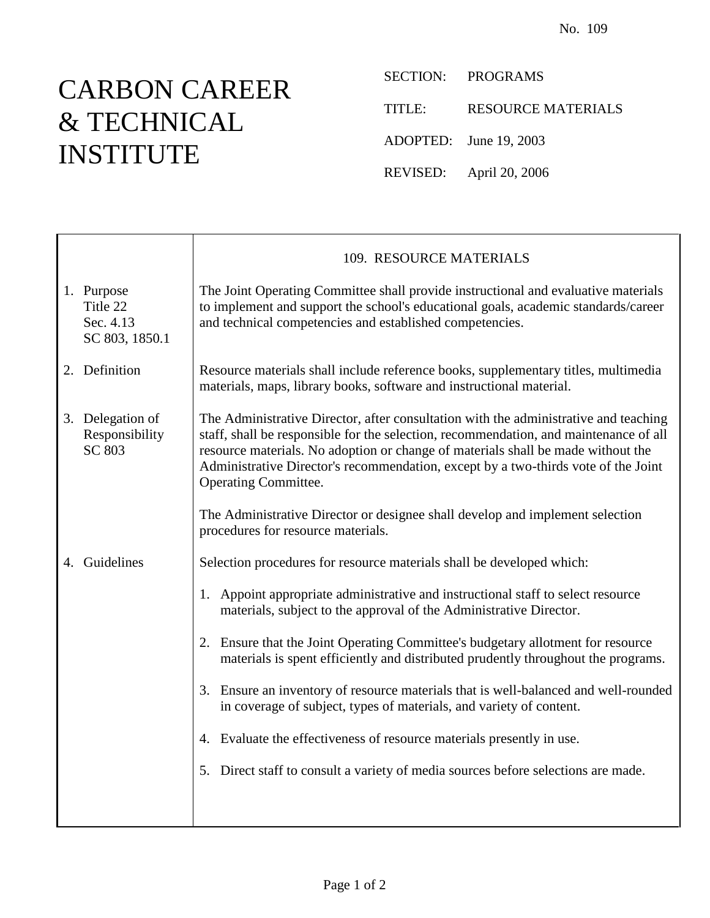No. 109

# CARBON CAREER & TECHNICAL INSTITUTE

SECTION: PROGRAMS

TITLE: RESOURCE MATERIALS

ADOPTED: June 19, 2003

REVISED: April 20, 2006

## 109. RESOURCE MATERIALS

**1. Purpose**
Title 22
Sec. 4.13
SC 803, 1850.1

The Joint Operating Committee shall provide instructional and evaluative materials to implement and support the school's educational goals, academic standards/career and technical competencies and established competencies.

**2. Definition**

Resource materials shall include reference books, supplementary titles, multimedia materials, maps, library books, software and instructional material.

**3. Delegation of Responsibility**
SC 803

The Administrative Director, after consultation with the administrative and teaching staff, shall be responsible for the selection, recommendation, and maintenance of all resource materials. No adoption or change of materials shall be made without the Administrative Director's recommendation, except by a two-thirds vote of the Joint Operating Committee.

The Administrative Director or designee shall develop and implement selection procedures for resource materials.

**4. Guidelines**

Selection procedures for resource materials shall be developed which:

1. Appoint appropriate administrative and instructional staff to select resource materials, subject to the approval of the Administrative Director.

2. Ensure that the Joint Operating Committee's budgetary allotment for resource materials is spent efficiently and distributed prudently throughout the programs.

3. Ensure an inventory of resource materials that is well-balanced and well-rounded in coverage of subject, types of materials, and variety of content.

4. Evaluate the effectiveness of resource materials presently in use.

5. Direct staff to consult a variety of media sources before selections are made.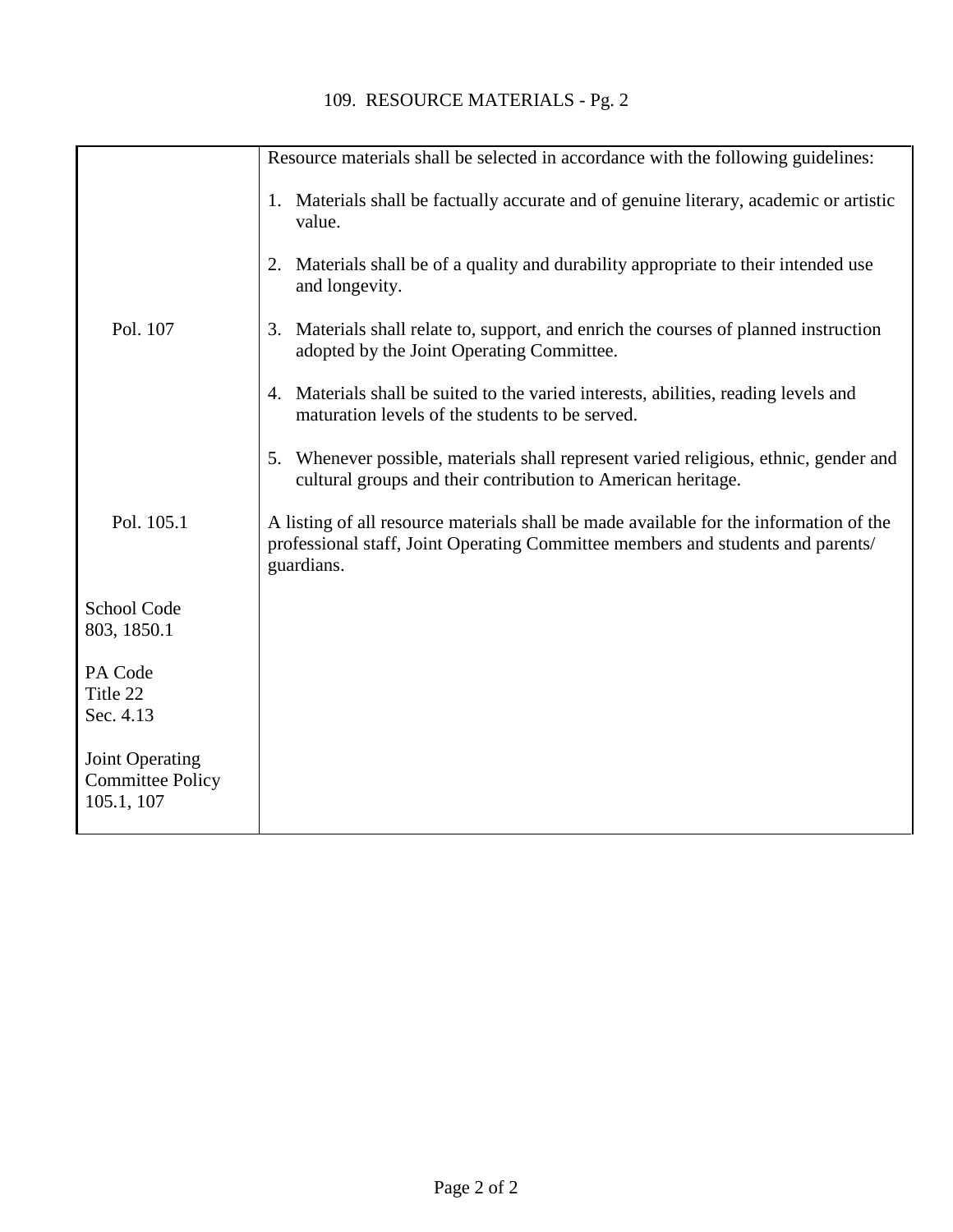| | |
|---|---|
| | Resource materials shall be selected in accordance with the following guidelines: |
| | 1. Materials shall be factually accurate and of genuine literary, academic or artistic value. |
| | 2. Materials shall be of a quality and durability appropriate to their intended use and longevity. |
| Pol. 107 | 3. Materials shall relate to, support, and enrich the courses of planned instruction adopted by the Joint Operating Committee. |
| | 4. Materials shall be suited to the varied interests, abilities, reading levels and maturation levels of the students to be served. |
| | 5. Whenever possible, materials shall represent varied religious, ethnic, gender and cultural groups and their contribution to American heritage. |
| Pol. 105.1 | A listing of all resource materials shall be made available for the information of the professional staff, Joint Operating Committee members and students and parents/ guardians. |
| School Code 803, 1850.1 | |
| PA Code Title 22 Sec. 4.13 | |
| Joint Operating Committee Policy 105.1, 107 | |